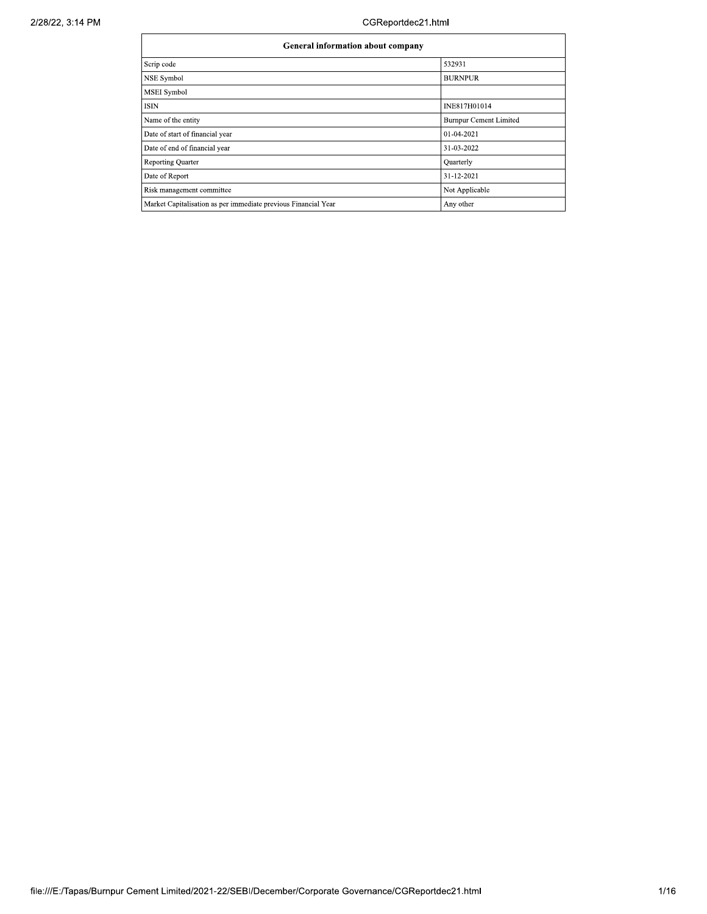| General information about company | |
|---|---|
| Scrip code | 532931 |
| NSE Symbol | BURNPUR |
| MSEI Symbol | |
| ISIN | INE817H01014 |
| Name of the entity | Burnpur Cement Limited |
| Date of start of financial year | 01-04-2021 |
| Date of end of financial year | 31-03-2022 |
| Reporting Quarter | Quarterly |
| Date of Report | 31-12-2021 |
| Risk management committee | Not Applicable |
| Market Capitalisation as per immediate previous Financial Year | Any other |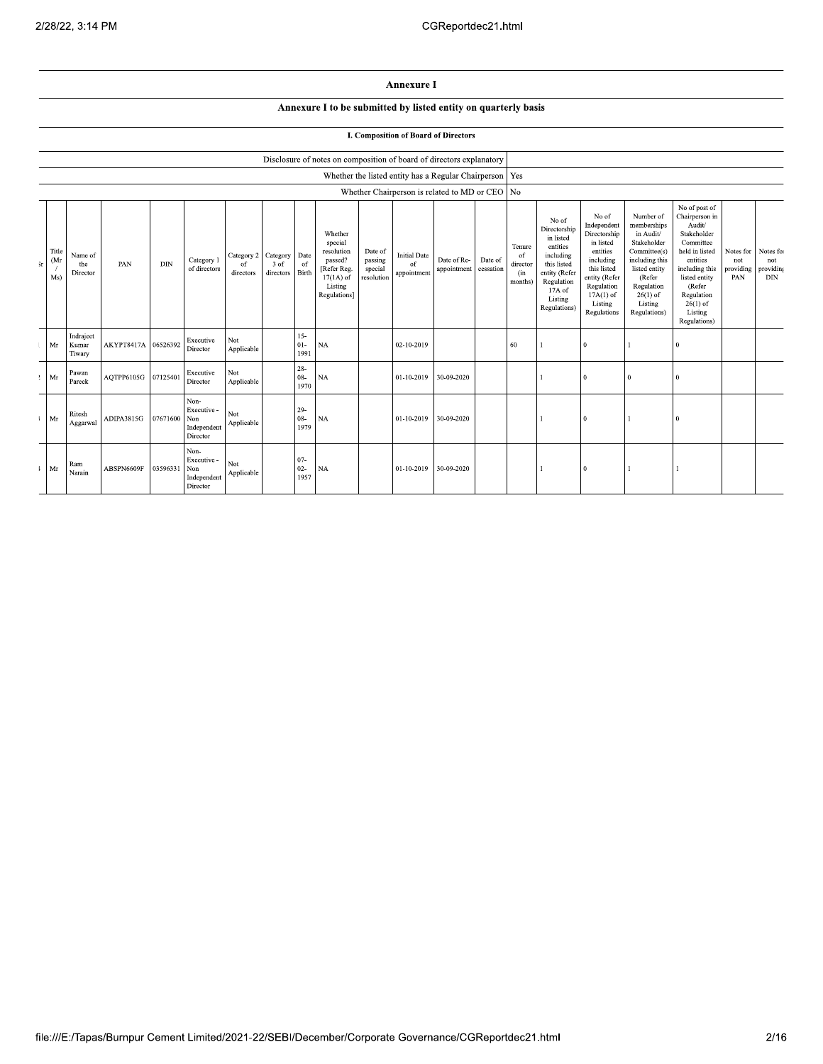# Annexure I

## Annexure I to be submitted by listed entity on quarterly basis

### I. Composition of Board of Directors

| | |
|---|---|
| Disclosure of notes on composition of board of directors explanatory | |
| Whether the listed entity has a Regular Chairperson | Yes |
| Whether Chairperson is related to MD or CEO | No |

| Sr | Title (Mr / Ms) | Name of the Director | PAN | DIN | Category 1 of directors | Category 2 of directors | Category 3 of directors | Date of Birth | Whether special resolution passed? [Refer Reg. 17(1A) of Listing Regulations] | Date of passing special resolution | Initial Date of appointment | Date of Re-appointment | Date of cessation | Tenure of director (in months) | No of Directorship in listed entities including this listed entity (Refer Regulation 17A of Listing Regulations) | No of Independent Directorship in listed entities including this listed entity (Refer Regulation 17A(1) of Listing Regulations | Number of memberships in Audit/ Stakeholder Committee(s) including this listed entity (Refer Regulation 26(1) of Listing Regulations) | No of post of Chairperson in Audit/ Stakeholder Committee held in listed entities including this listed entity (Refer Regulation 26(1) of Listing Regulations) | Notes for not providing PAN | Notes for not providing DIN |
|---|---|---|---|---|---|---|---|---|---|---|---|---|---|---|---|---|---|---|---|---|
| 1 | Mr | Indrajeet Kumar Tiwary | AKYPT8417A | 06526392 | Executive Director | Not Applicable | | 15-01-1991 | NA | | 02-10-2019 | | | 60 | 1 | 0 | 1 | 0 | | |
| 2 | Mr | Pawan Pareek | AQTPP6105G | 07125401 | Executive Director | Not Applicable | | 28-08-1970 | NA | | 01-10-2019 | 30-09-2020 | | | 1 | 0 | 0 | 0 | | |
| 3 | Mr | Ritesh Aggarwal | ADIPA3815G | 07671600 | Non-Executive - Non Independent Director | Not Applicable | | 29-08-1979 | NA | | 01-10-2019 | 30-09-2020 | | | 1 | 0 | 1 | 0 | | |
| 4 | Mr | Ram Narain | ABSPN6609F | 03596331 | Non-Executive - Non Independent Director | Not Applicable | | 07-02-1957 | NA | | 01-10-2019 | 30-09-2020 | | | 1 | 0 | 1 | 1 | | |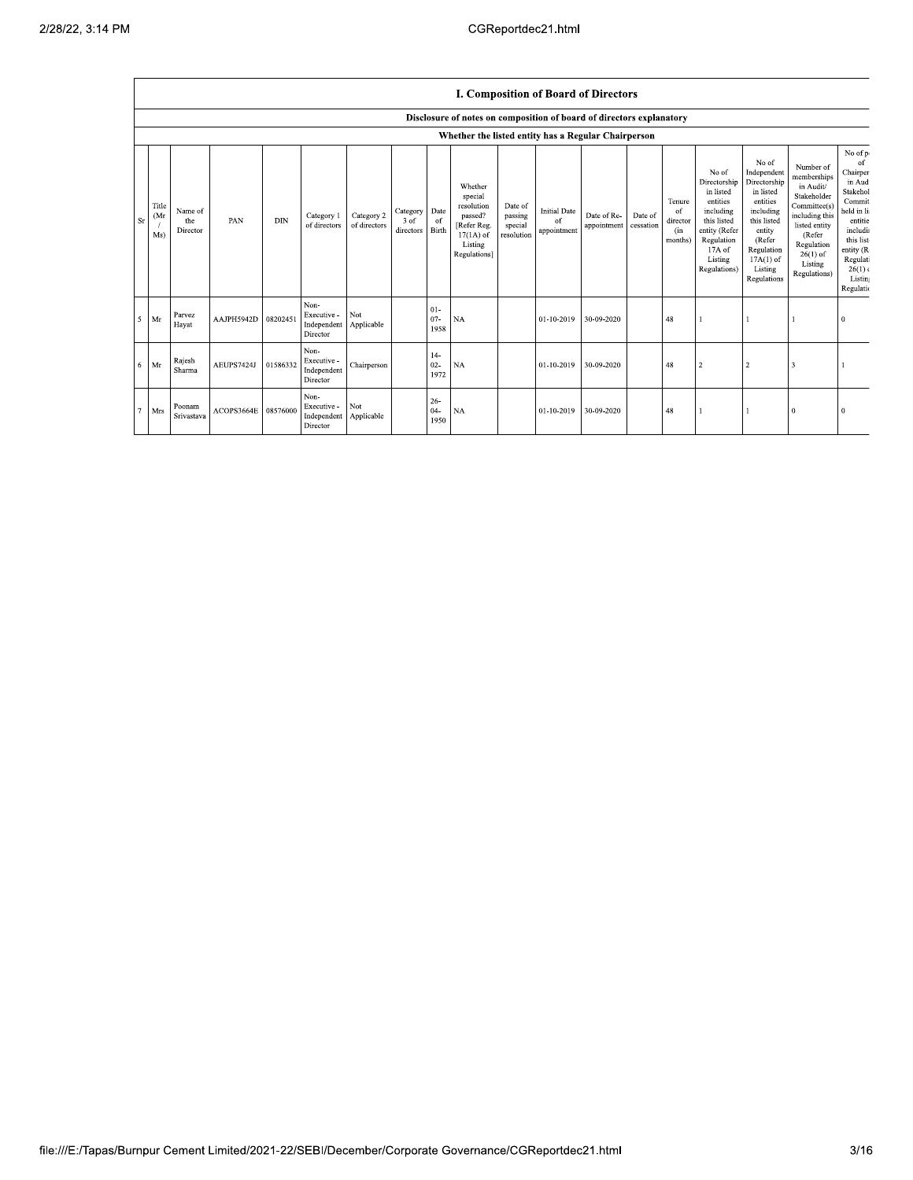## I. Composition of Board of Directors

### Disclosure of notes on composition of board of directors explanatory

### Whether the listed entity has a Regular Chairperson

| Sr | Title (Mr / Ms) | Name of the Director | PAN | DIN | Category 1 of directors | Category 2 of directors | Category 3 of directors | Date of Birth | Whether special resolution passed? [Refer Reg. 17(1A) of Listing Regulations] | Date of passing special resolution | Initial Date of appointment | Date of Re-appointment | Date of cessation | Tenure of director (in months) | No of Directorship in listed entities including this listed entity (Refer Regulation 17A of Listing Regulations) | No of Independent Directorship in listed entities including this listed entity (Refer Regulation 17A(1) of Listing Regulations | Number of memberships in Audit/ Stakeholder Committee(s) including this listed entity (Refer Regulation 26(1) of Listing Regulations) | No of p of Chairper in Aud Stakehol Commit held in li entitie includi this list entity (R Regulati 26(1) c Listing Regulatio |
|---|---|---|---|---|---|---|---|---|---|---|---|---|---|---|---|---|---|---|
| 5 | Mr | Parvez Hayat | AAJPH5942D | 08202451 | Non-Executive - Independent Director | Not Applicable | | 01-07-1958 | NA | | 01-10-2019 | 30-09-2020 | | 48 | 1 | 1 | 1 | 0 |
| 6 | Mr | Rajesh Sharma | AEUPS7424J | 01586332 | Non-Executive - Independent Director | Chairperson | | 14-02-1972 | NA | | 01-10-2019 | 30-09-2020 | | 48 | 2 | 2 | 3 | 1 |
| 7 | Mrs | Poonam Srivastava | ACOPS3664E | 08576000 | Non-Executive - Independent Director | Not Applicable | | 26-04-1950 | NA | | 01-10-2019 | 30-09-2020 | | 48 | 1 | 1 | 0 | 0 |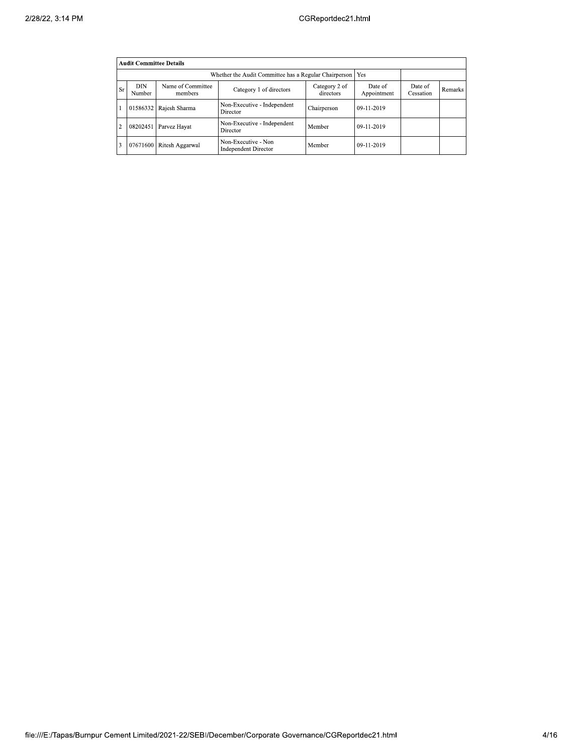| Audit Committee Details | | | | | | | |
|---|---|---|---|---|---|---|---|
| Whether the Audit Committee has a Regular Chairperson | | | | | Yes | | |
| Sr | DIN Number | Name of Committee members | Category 1 of directors | Category 2 of directors | Date of Appointment | Date of Cessation | Remarks |
| 1 | 01586332 | Rajesh Sharma | Non-Executive - Independent Director | Chairperson | 09-11-2019 | | |
| 2 | 08202451 | Parvez Hayat | Non-Executive - Independent Director | Member | 09-11-2019 | | |
| 3 | 07671600 | Ritesh Aggarwal | Non-Executive - Non Independent Director | Member | 09-11-2019 | | |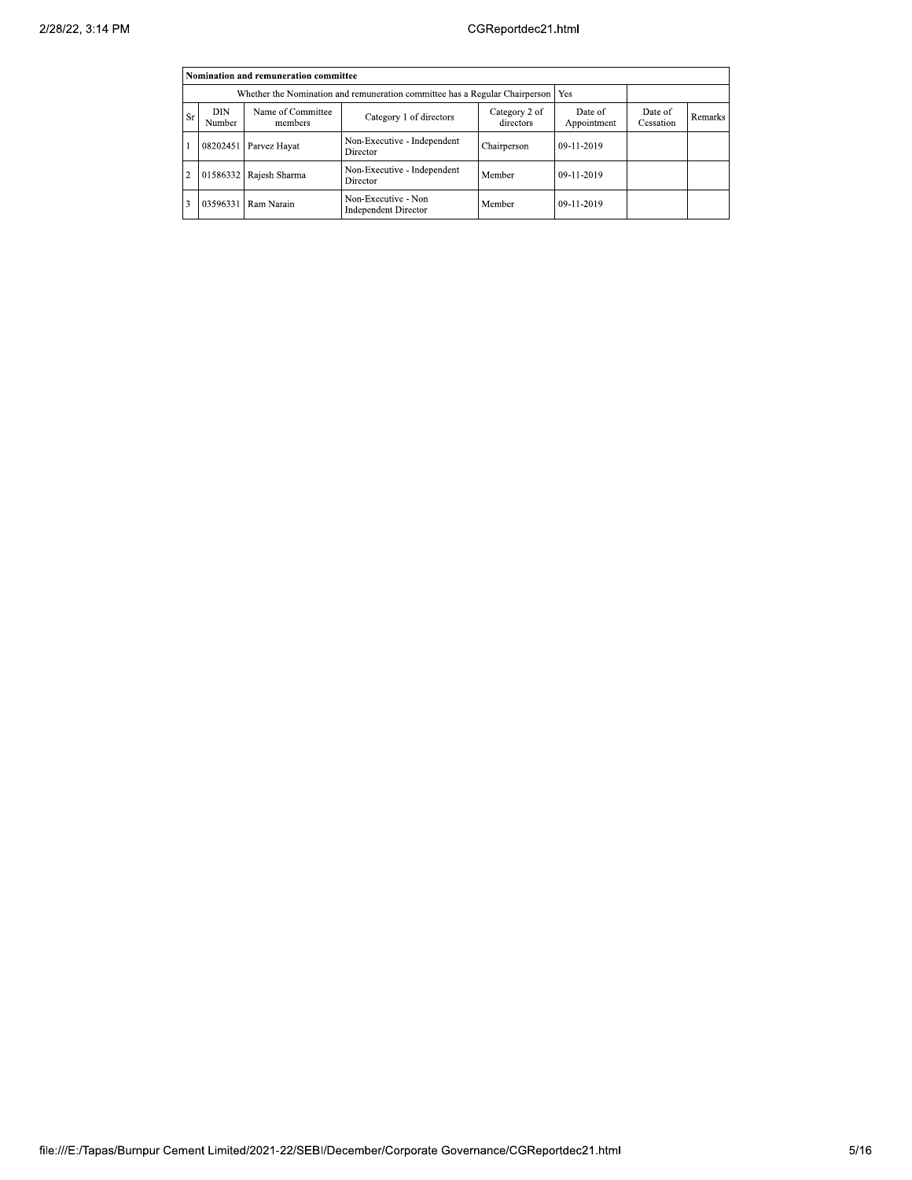| Nomination and remuneration committee | | | | | | | |
|---|---|---|---|---|---|---|---|
| Whether the Nomination and remuneration committee has a Regular Chairperson | | | | | Yes | | |
| Sr | DIN Number | Name of Committee members | Category 1 of directors | Category 2 of directors | Date of Appointment | Date of Cessation | Remarks |
| 1 | 08202451 | Parvez Hayat | Non-Executive - Independent Director | Chairperson | 09-11-2019 | | |
| 2 | 01586332 | Rajesh Sharma | Non-Executive - Independent Director | Member | 09-11-2019 | | |
| 3 | 03596331 | Ram Narain | Non-Executive - Non Independent Director | Member | 09-11-2019 | | |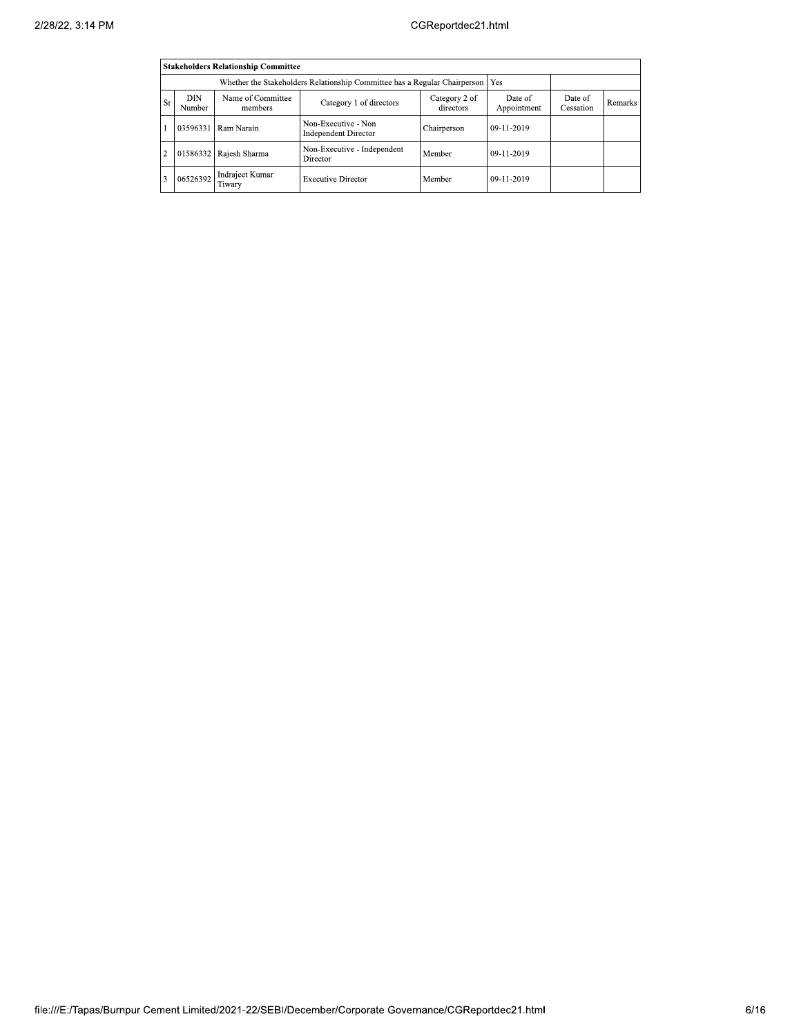| Stakeholders Relationship Committee | | | | | | | |
|---|---|---|---|---|---|---|---|
| Whether the Stakeholders Relationship Committee has a Regular Chairperson | | | | | Yes | | |
| Sr | DIN Number | Name of Committee members | Category 1 of directors | Category 2 of directors | Date of Appointment | Date of Cessation | Remarks |
| 1 | 03596331 | Ram Narain | Non-Executive - Non Independent Director | Chairperson | 09-11-2019 | | |
| 2 | 01586332 | Rajesh Sharma | Non-Executive - Independent Director | Member | 09-11-2019 | | |
| 3 | 06526392 | Indrajeet Kumar Tiwary | Executive Director | Member | 09-11-2019 | | |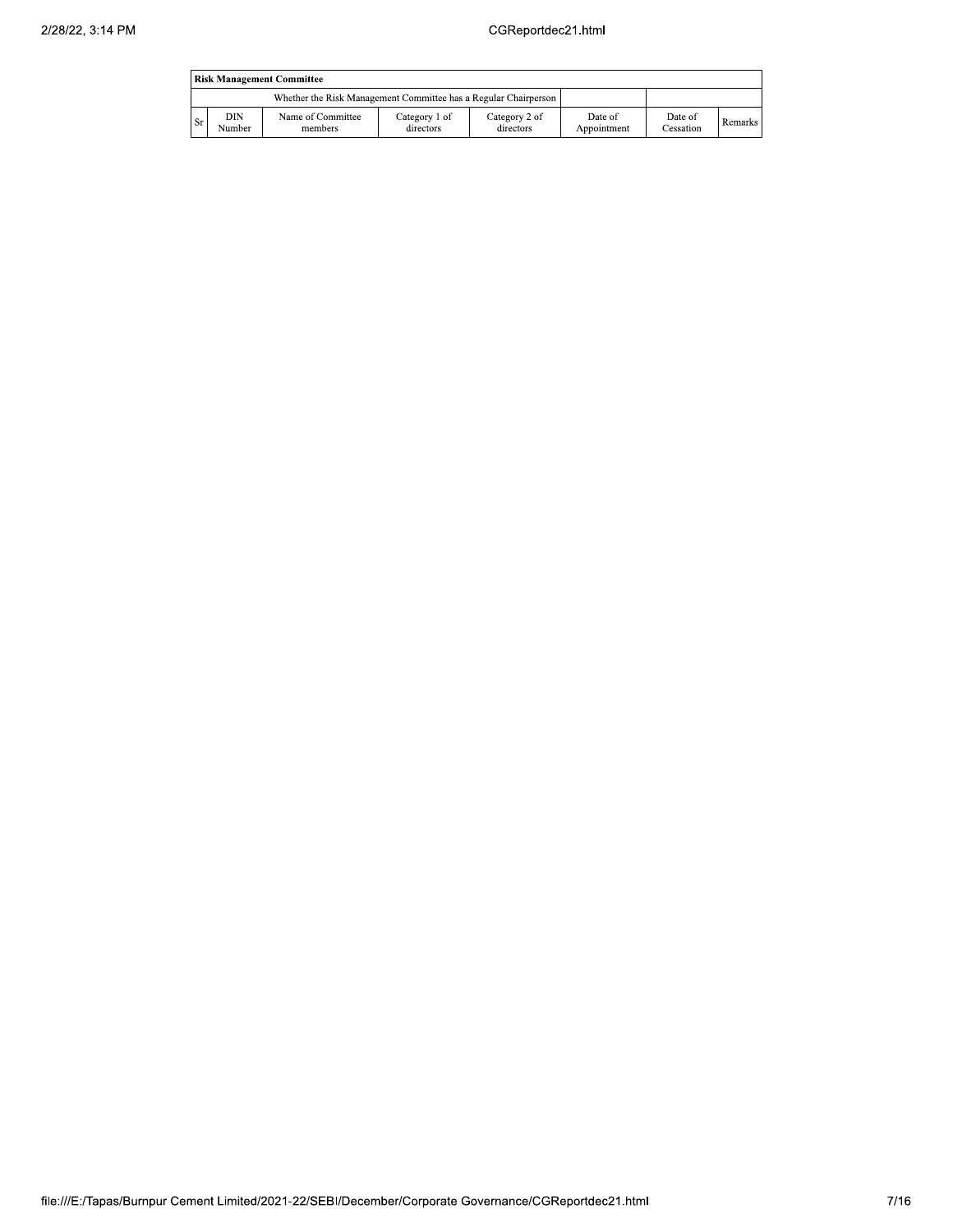| Risk Management Committee | | | | | | | |
|---|---|---|---|---|---|---|---|
| Whether the Risk Management Committee has a Regular Chairperson | | | | | | | |
| Sr | DIN Number | Name of Committee members | Category 1 of directors | Category 2 of directors | Date of Appointment | Date of Cessation | Remarks |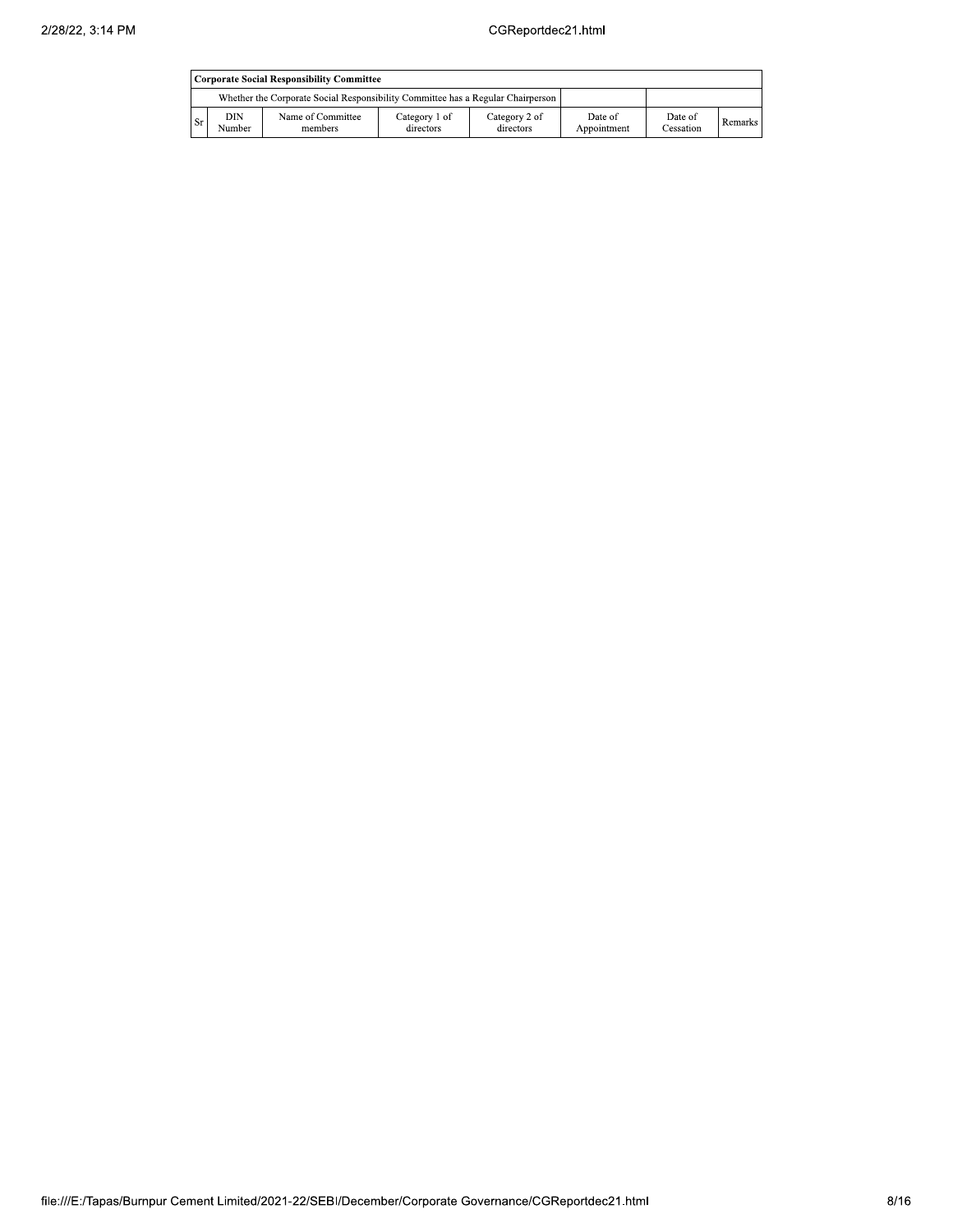| Corporate Social Responsibility Committee | | | | | | | |
|---|---|---|---|---|---|---|---|
| | Whether the Corporate Social Responsibility Committee has a Regular Chairperson | | | | | | |
| Sr | DIN Number | Name of Committee members | Category 1 of directors | Category 2 of directors | Date of Appointment | Date of Cessation | Remarks |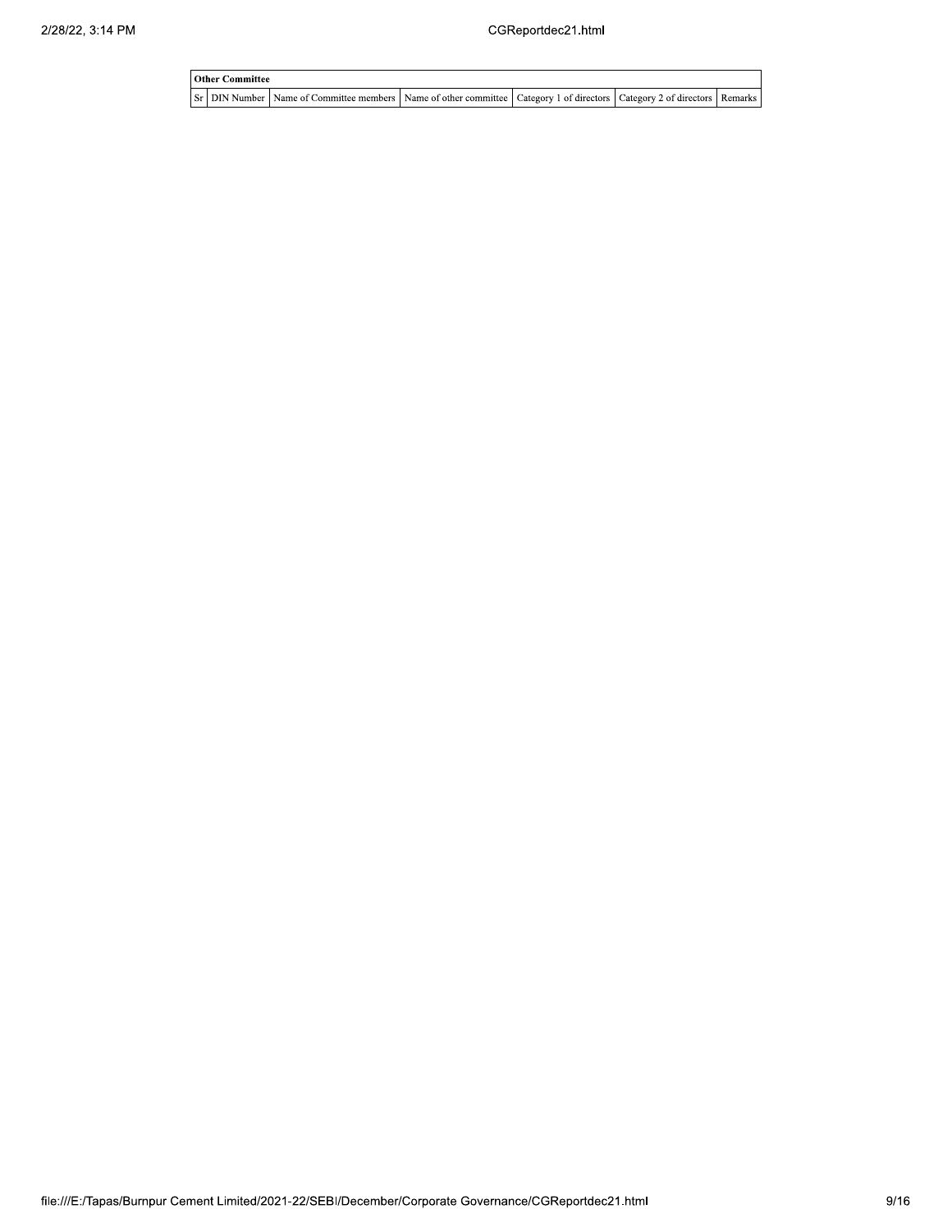| Other Committee | | | | | | |
|---|---|---|---|---|---|---|
| Sr | DIN Number | Name of Committee members | Name of other committee | Category 1 of directors | Category 2 of directors | Remarks |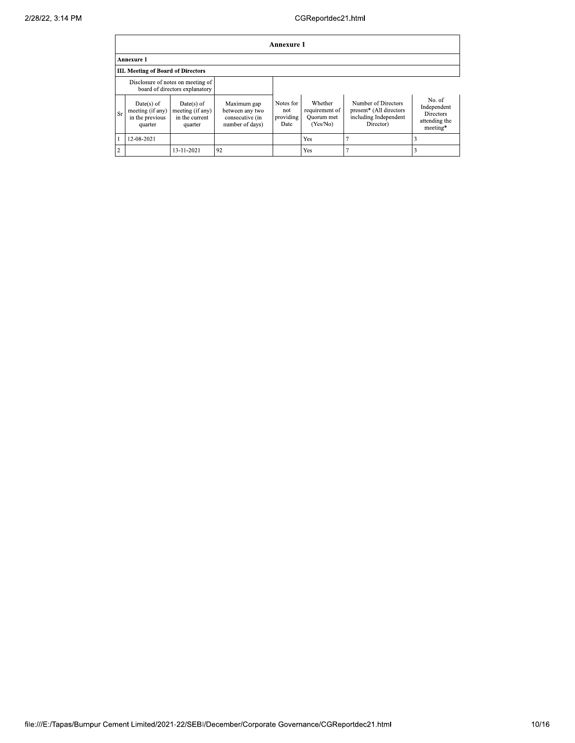| Annexure 1 | | | | | | | |
|---|---|---|---|---|---|---|---|
| **Annexure 1** | | | | | | | |
| **III. Meeting of Board of Directors** | | | | | | | |
| Disclosure of notes on meeting of board of directors explanatory | | | | | | | |
| Sr | Date(s) of meeting (if any) in the previous quarter | Date(s) of meeting (if any) in the current quarter | Maximum gap between any two consecutive (in number of days) | Notes for not providing Date | Whether requirement of Quorum met (Yes/No) | Number of Directors present* (All directors including Independent Director) | No. of Independent Directors attending the meeting* |
| 1 | 12-08-2021 | | | | Yes | 7 | 3 |
| 2 | | 13-11-2021 | 92 | | Yes | 7 | 3 |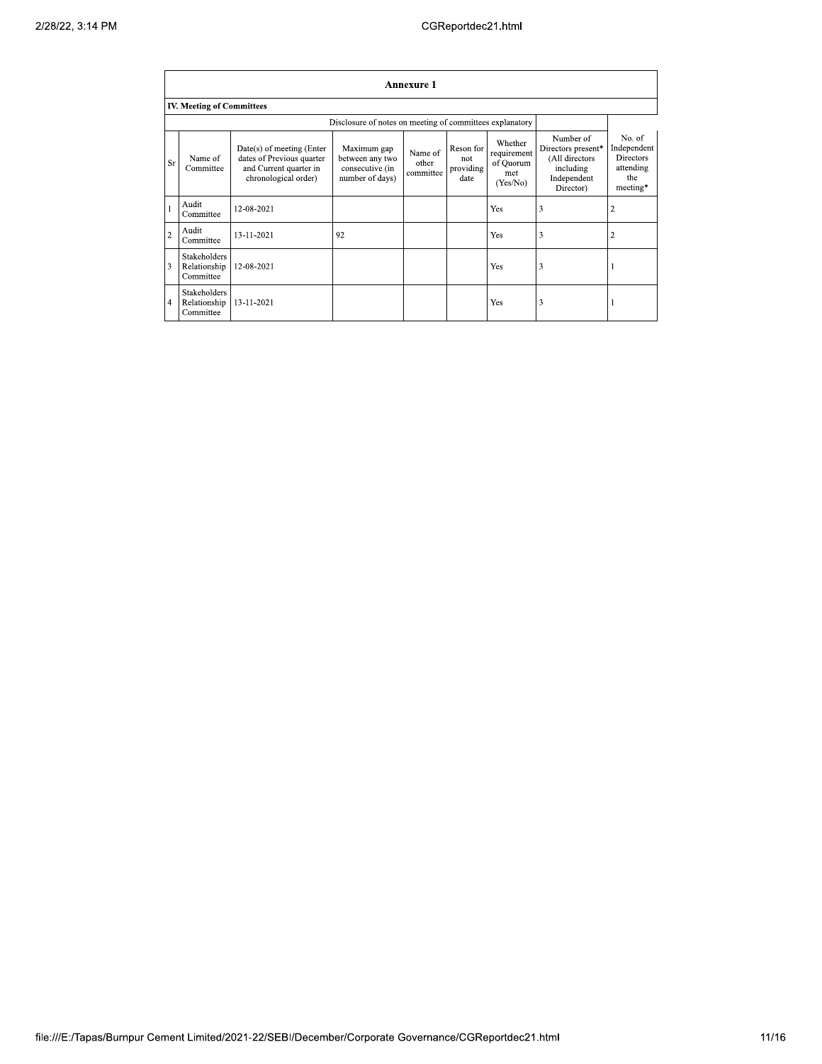| Annexure 1 | | | | | | | | |
|---|---|---|---|---|---|---|---|---|
| **IV. Meeting of Committees** | | | | | | | | |
| Disclosure of notes on meeting of committees explanatory | | | | | | | | |
| Sr | Name of Committee | Date(s) of meeting (Enter dates of Previous quarter and Current quarter in chronological order) | Maximum gap between any two consecutive (in number of days) | Name of other committee | Reson for not providing date | Whether requirement of Quorum met (Yes/No) | Number of Directors present* (All directors including Independent Director) | No. of Independent Directors attending the meeting* |
| 1 | Audit Committee | 12-08-2021 | | | | Yes | 3 | 2 |
| 2 | Audit Committee | 13-11-2021 | 92 | | | Yes | 3 | 2 |
| 3 | Stakeholders Relationship Committee | 12-08-2021 | | | | Yes | 3 | 1 |
| 4 | Stakeholders Relationship Committee | 13-11-2021 | | | | Yes | 3 | 1 |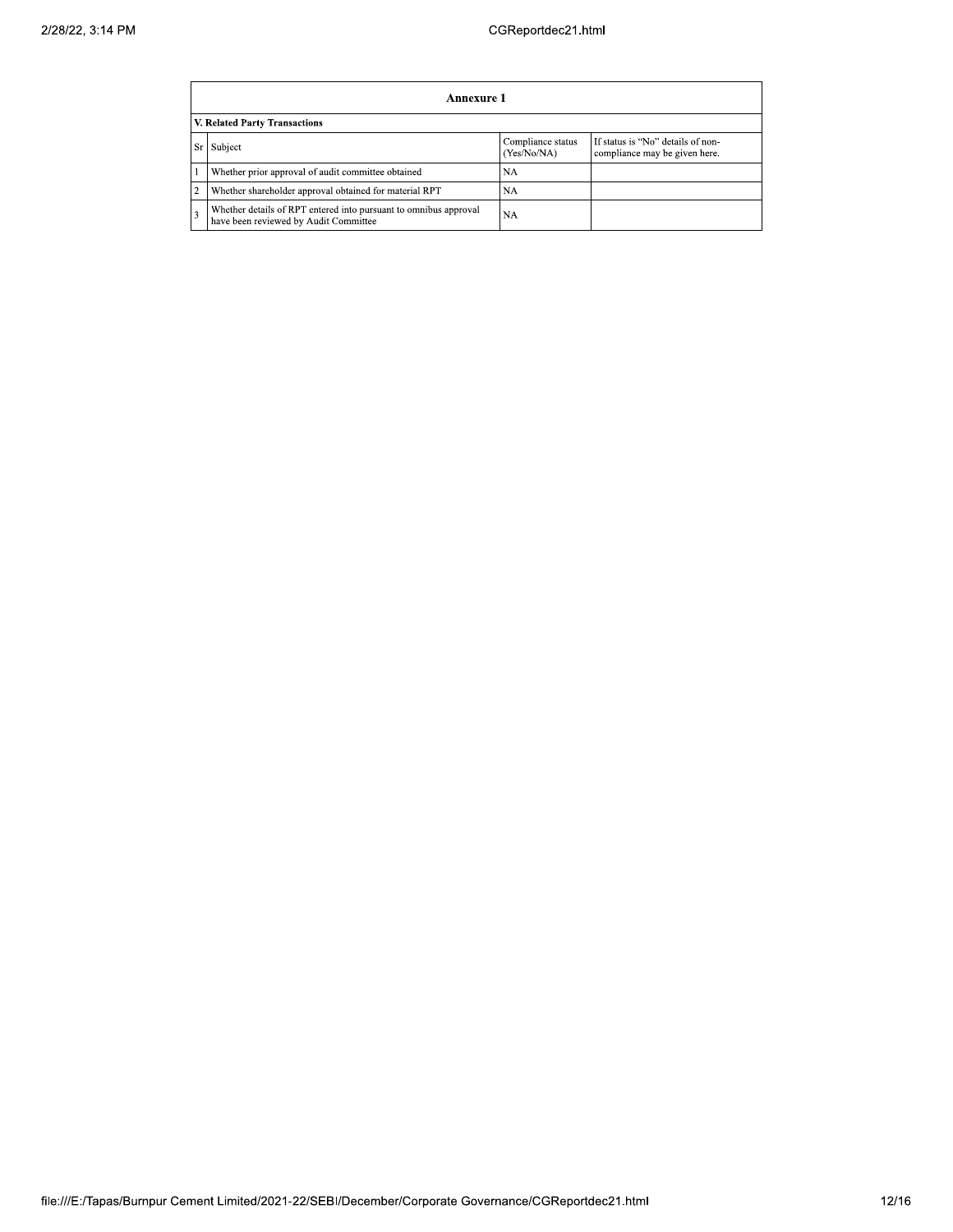## Annexure 1

### V. Related Party Transactions

| Sr | Subject | Compliance status (Yes/No/NA) | If status is "No" details of non-compliance may be given here. |
|---|---|---|---|
| 1 | Whether prior approval of audit committee obtained | NA | |
| 2 | Whether shareholder approval obtained for material RPT | NA | |
| 3 | Whether details of RPT entered into pursuant to omnibus approval have been reviewed by Audit Committee | NA | |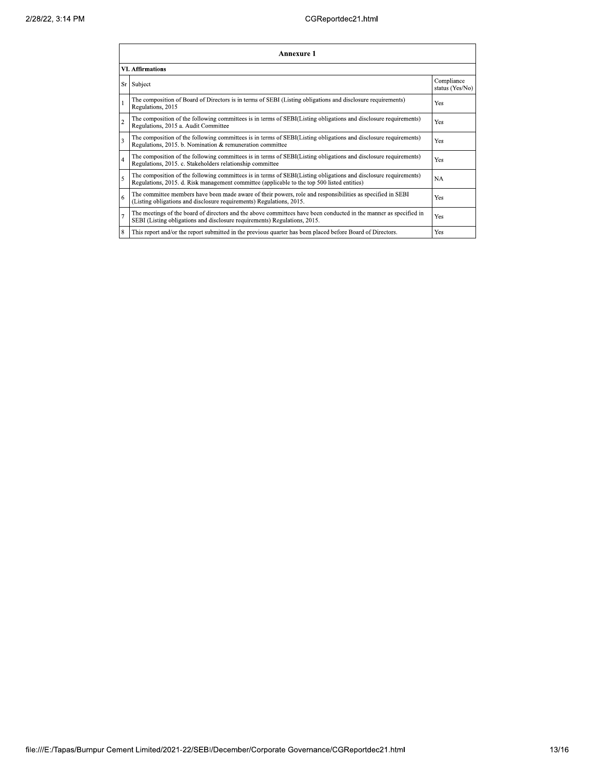| Annexure 1 | | |
|---|---|---|
| **VI. Affirmations** | | |
| Sr | Subject | Compliance status (Yes/No) |
| 1 | The composition of Board of Directors is in terms of SEBI (Listing obligations and disclosure requirements) Regulations, 2015 | Yes |
| 2 | The composition of the following committees is in terms of SEBI(Listing obligations and disclosure requirements) Regulations, 2015 a. Audit Committee | Yes |
| 3 | The composition of the following committees is in terms of SEBI(Listing obligations and disclosure requirements) Regulations, 2015. b. Nomination & remuneration committee | Yes |
| 4 | The composition of the following committees is in terms of SEBI(Listing obligations and disclosure requirements) Regulations, 2015. c. Stakeholders relationship committee | Yes |
| 5 | The composition of the following committees is in terms of SEBI(Listing obligations and disclosure requirements) Regulations, 2015. d. Risk management committee (applicable to the top 500 listed entities) | NA |
| 6 | The committee members have been made aware of their powers, role and responsibilities as specified in SEBI (Listing obligations and disclosure requirements) Regulations, 2015. | Yes |
| 7 | The meetings of the board of directors and the above committees have been conducted in the manner as specified in SEBI (Listing obligations and disclosure requirements) Regulations, 2015. | Yes |
| 8 | This report and/or the report submitted in the previous quarter has been placed before Board of Directors. | Yes |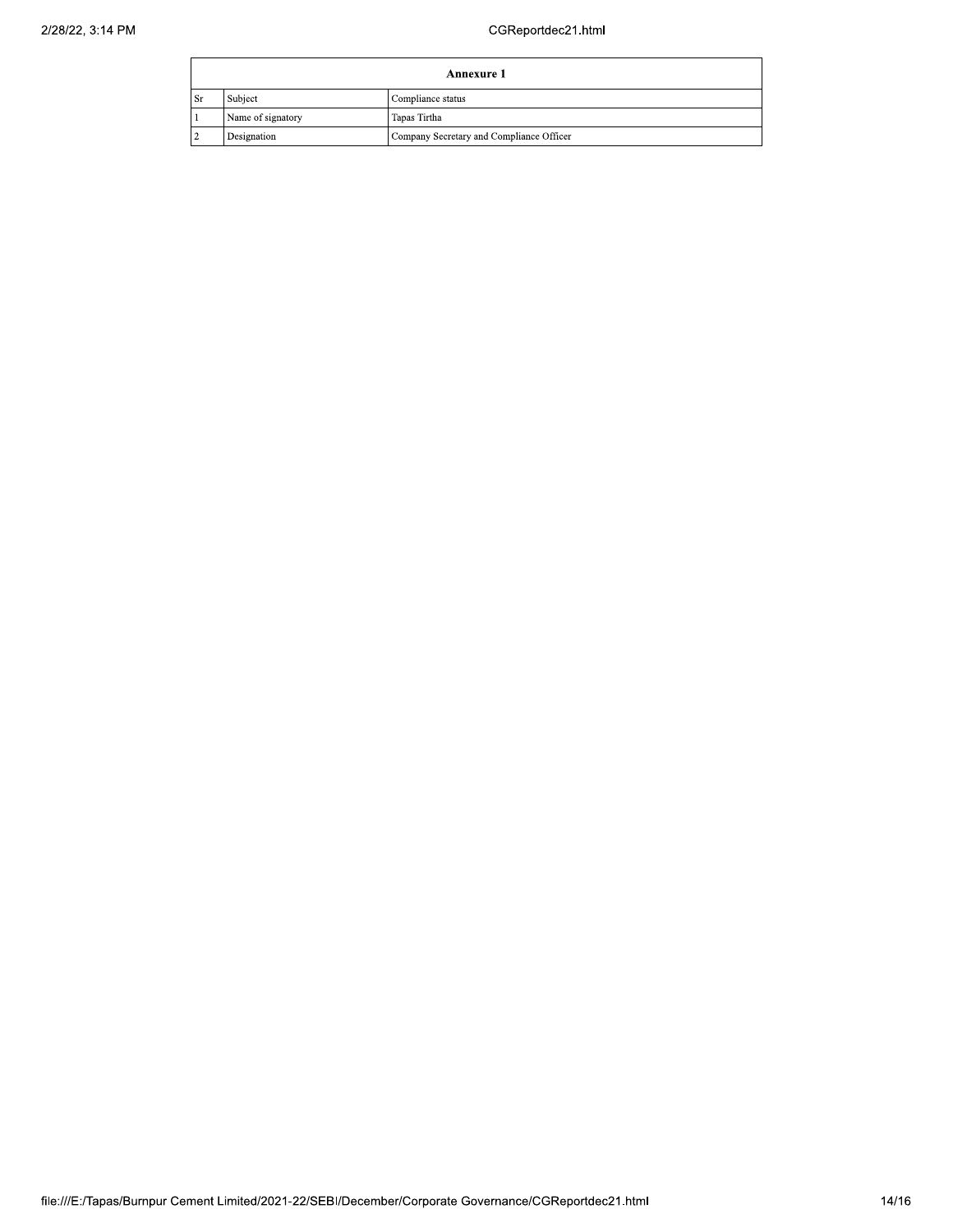| Annexure 1 | | |
|---|---|---|
| Sr | Subject | Compliance status |
| 1 | Name of signatory | Tapas Tirtha |
| 2 | Designation | Company Secretary and Compliance Officer |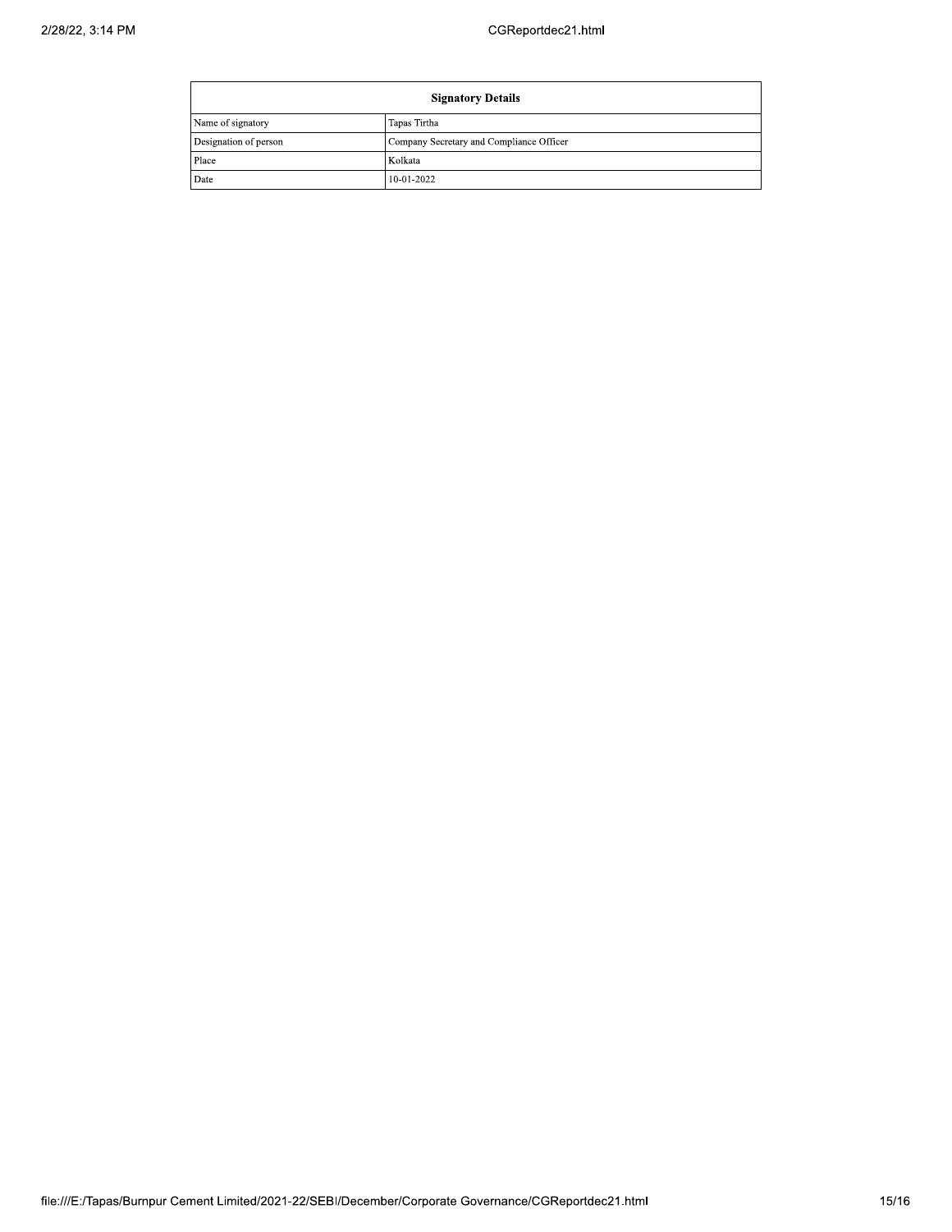| Signatory Details | |
| --- | --- |
| Name of signatory | Tapas Tirtha |
| Designation of person | Company Secretary and Compliance Officer |
| Place | Kolkata |
| Date | 10-01-2022 |